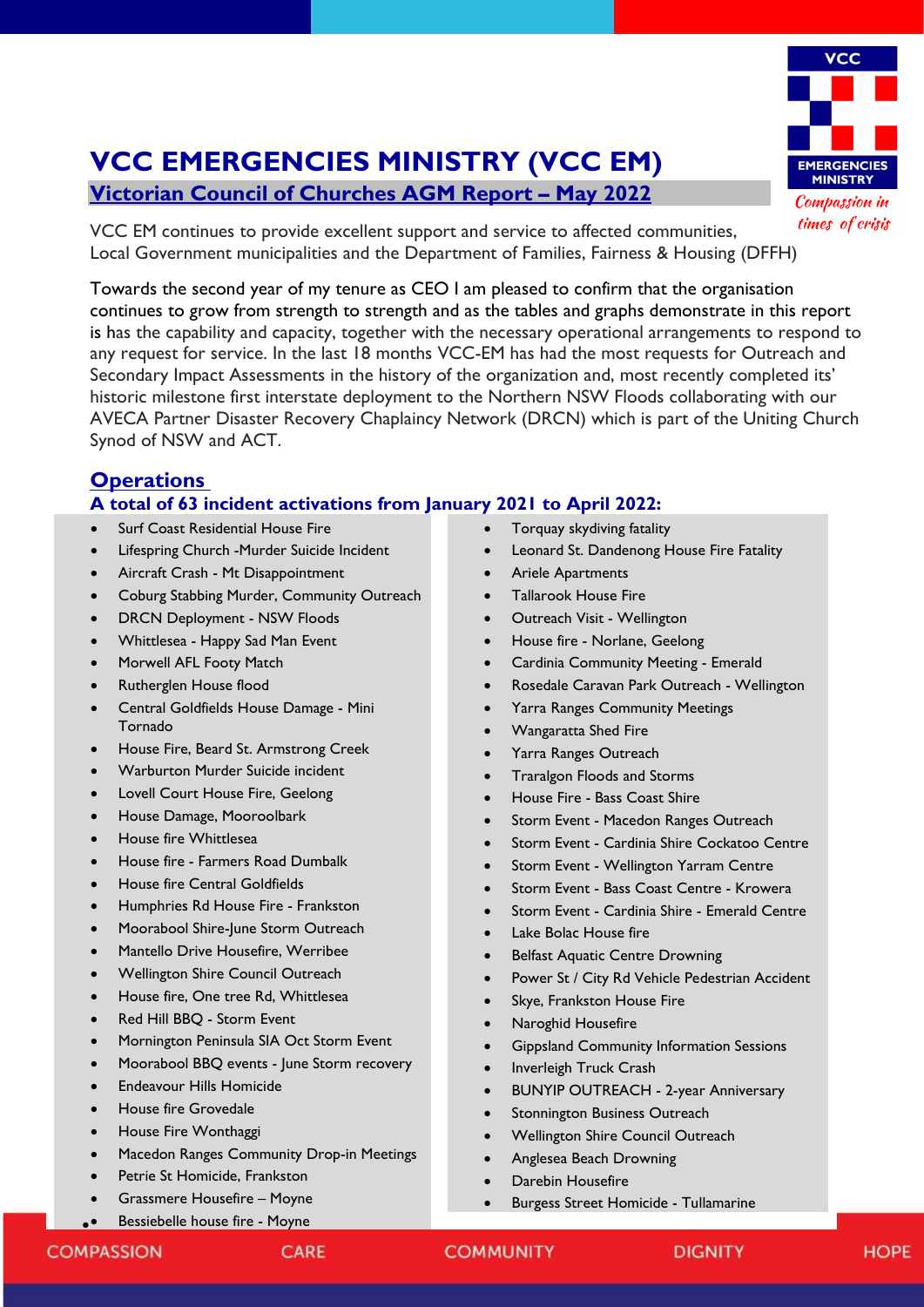# VCC EMERGENCIES MINISTRY (VCC EM)

## Victorian Council of Churches AGM Report – May 2022

VCC EM continues to provide excellent support and service to affected communities, Local Government municipalities and the Department of Families, Fairness & Housing (DFFH)

Towards the second year of my tenure as CEO I am pleased to confirm that the organisation continues to grow from strength to strength and as the tables and graphs demonstrate in this report is has the capability and capacity, together with the necessary operational arrangements to respond to any request for service. In the last 18 months VCC-EM has had the most requests for Outreach and Secondary Impact Assessments in the history of the organization and, most recently completed its' historic milestone first interstate deployment to the Northern NSW Floods collaborating with our AVECA Partner Disaster Recovery Chaplaincy Network (DRCN) which is part of the Uniting Church Synod of NSW and ACT.

## Operations

### A total of 63 incident activations from January 2021 to April 2022:

- Surf Coast Residential House Fire
- Lifespring Church -Murder Suicide Incident
- Aircraft Crash - Mt Disappointment
- Coburg Stabbing Murder, Community Outreach
- DRCN Deployment - NSW Floods
- Whittlesea - Happy Sad Man Event
- Morwell AFL Footy Match
- Rutherglen House flood
- Central Goldfields House Damage - Mini Tornado
- House Fire, Beard St. Armstrong Creek
- Warburton Murder Suicide incident
- Lovell Court House Fire, Geelong
- House Damage, Mooroolbark
- House fire Whittlesea
- House fire - Farmers Road Dumbalk
- House fire Central Goldfields
- Humphries Rd House Fire - Frankston
- Moorabool Shire-June Storm Outreach
- Mantello Drive Housefire, Werribee
- Wellington Shire Council Outreach
- House fire, One tree Rd, Whittlesea
- Red Hill BBQ - Storm Event
- Mornington Peninsula SIA Oct Storm Event
- Moorabool BBQ events - June Storm recovery
- Endeavour Hills Homicide
- House fire Grovedale
- House Fire Wonthaggi
- Macedon Ranges Community Drop-in Meetings
- Petrie St Homicide, Frankston
- Grassmere Housefire – Moyne
- Bessiebelle house fire - Moyne
- Torquay skydiving fatality
- Leonard St. Dandenong House Fire Fatality
- Ariele Apartments
- Tallarook House Fire
- Outreach Visit - Wellington
- House fire - Norlane, Geelong
- Cardinia Community Meeting - Emerald
- Rosedale Caravan Park Outreach - Wellington
- Yarra Ranges Community Meetings
- Wangaratta Shed Fire
- Yarra Ranges Outreach
- Traralgon Floods and Storms
- House Fire - Bass Coast Shire
- Storm Event - Macedon Ranges Outreach
- Storm Event - Cardinia Shire Cockatoo Centre
- Storm Event - Wellington Yarram Centre
- Storm Event - Bass Coast Centre - Krowera
- Storm Event - Cardinia Shire - Emerald Centre
- Lake Bolac House fire
- Belfast Aquatic Centre Drowning
- Power St / City Rd Vehicle Pedestrian Accident
- Skye, Frankston House Fire
- Naroghid Housefire
- Gippsland Community Information Sessions
- Inverleigh Truck Crash
- BUNYIP OUTREACH - 2-year Anniversary
- Stonnington Business Outreach
- Wellington Shire Council Outreach
- Anglesea Beach Drowning
- Darebin Housefire
- Burgess Street Homicide - Tullamarine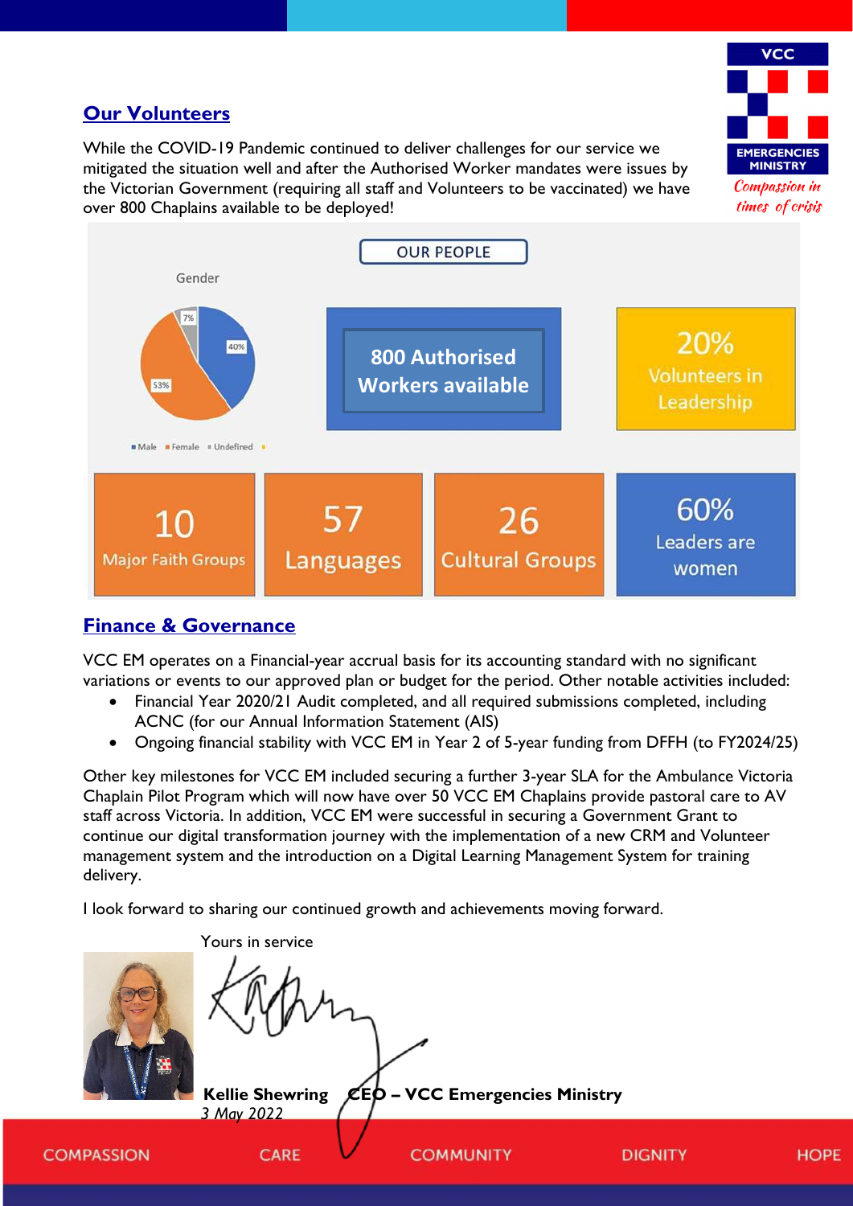## Our Volunteers

While the COVID-19 Pandemic continued to deliver challenges for our service we mitigated the situation well and after the Authorised Worker mandates were issues by the Victorian Government (requiring all staff and Volunteers to be vaccinated) we have over 800 Chaplains available to be deployed!

OUR PEOPLE

Gender

7%

40%

53%

Male Female Undefined

800 Authorised Workers available

20% Volunteers in Leadership

10 Major Faith Groups

57 Languages

26 Cultural Groups

60% Leaders are women

## Finance & Governance

VCC EM operates on a Financial-year accrual basis for its accounting standard with no significant variations or events to our approved plan or budget for the period. Other notable activities included:

- Financial Year 2020/21 Audit completed, and all required submissions completed, including ACNC (for our Annual Information Statement (AIS)
- Ongoing financial stability with VCC EM in Year 2 of 5-year funding from DFFH (to FY2024/25)

Other key milestones for VCC EM included securing a further 3-year SLA for the Ambulance Victoria Chaplain Pilot Program which will now have over 50 VCC EM Chaplains provide pastoral care to AV staff across Victoria. In addition, VCC EM were successful in securing a Government Grant to continue our digital transformation journey with the implementation of a new CRM and Volunteer management system and the introduction on a Digital Learning Management System for training delivery.

I look forward to sharing our continued growth and achievements moving forward.

Yours in service

**Kellie Shewring CEO – VCC Emergencies Ministry**
*3 May 2022*

COMPASSION CARE COMMUNITY DIGNITY HOPE